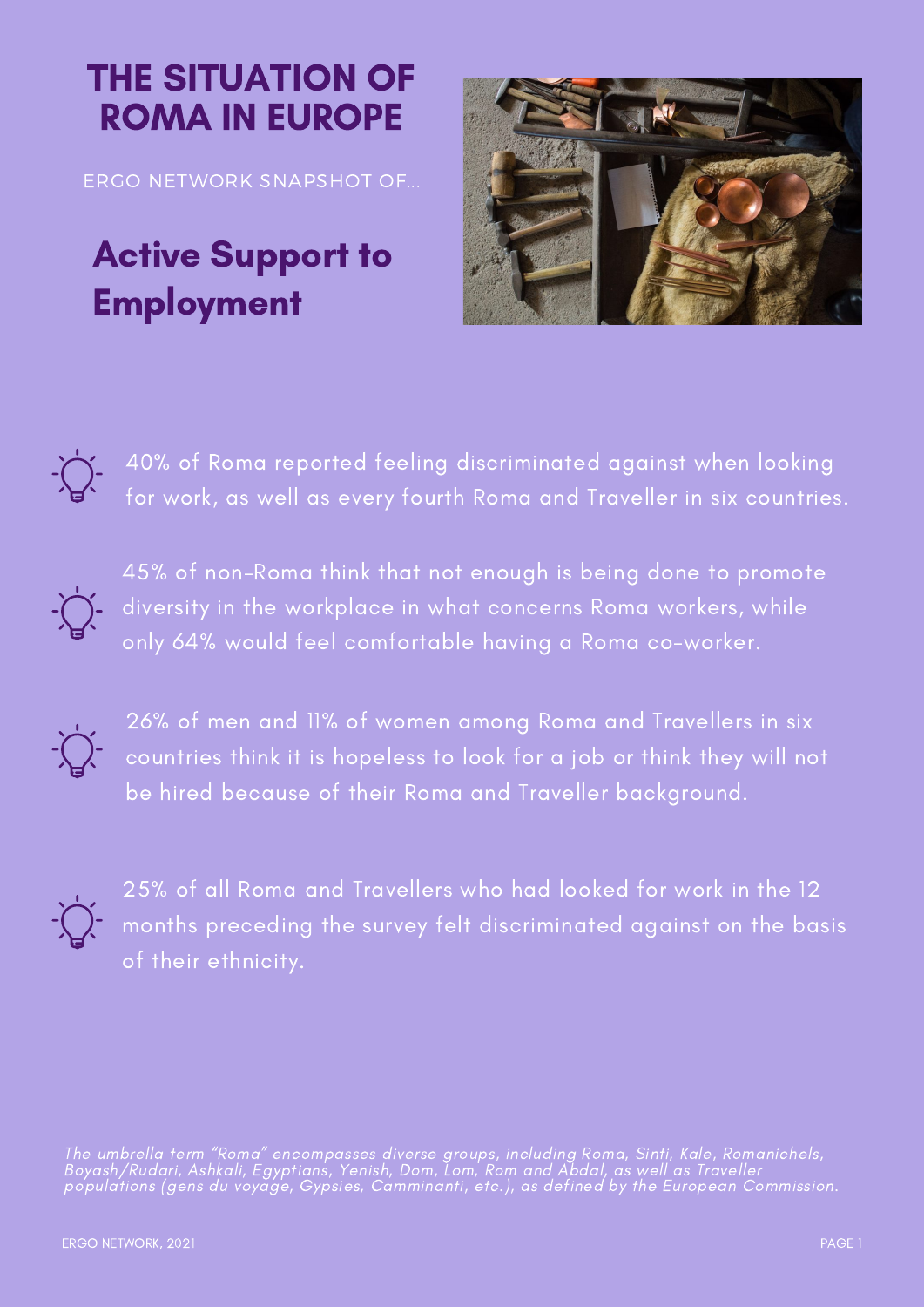# THE SITUATION OF ROMA IN EUROPE

ERGO NETWORK SNAPSHOT OF...

## Active Support to Employment

- 40% of Roma reported feeling discriminated against when looking for work, as well as every fourth Roma and Traveller in six countries.
- 45% of non-Roma think that not enough is being done to promote diversity in the workplace in what concerns Roma workers, while only 64% would feel comfortable having a Roma co-worker.
- 26% of men and 11% of women among Roma and Travellers in six countries think it is hopeless to look for a job or think they will not be hired because of their Roma and Traveller background.
- 25% of all Roma and Travellers who had looked for work in the 12 months preceding the survey felt discriminated against on the basis of their ethnicity.

*The umbrella term "Roma" encompasses diverse groups, including Roma, Sinti, Kale, Romanichels, Boyash/Rudari, Ashkali, Egyptians, Yenish, Dom, Lom, Rom and Abdal, as well as Traveller populations (gens du voyage, Gypsies, Camminanti, etc.), as defined by the European Commission.*

ERGO NETWORK, 2021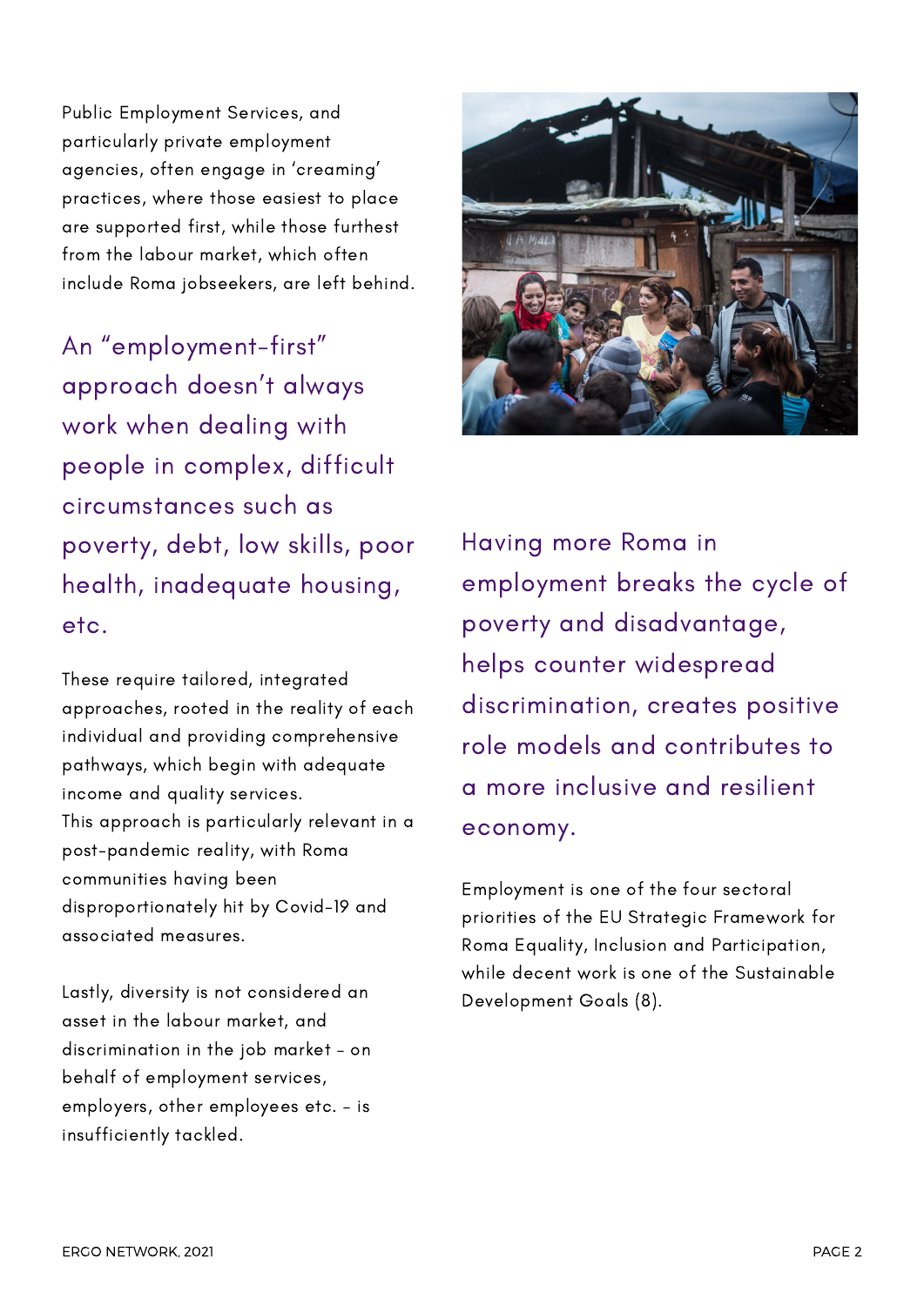Public Employment Services, and particularly private employment agencies, often engage in 'creaming' practices, where those easiest to place are supported first, while those furthest from the labour market, which often include Roma jobseekers, are left behind.

## An "employment-first" approach doesn't always work when dealing with people in complex, difficult circumstances such as poverty, debt, low skills, poor health, inadequate housing, etc.

These require tailored, integrated approaches, rooted in the reality of each individual and providing comprehensive pathways, which begin with adequate income and quality services.
This approach is particularly relevant in a post-pandemic reality, with Roma communities having been disproportionately hit by Covid-19 and associated measures.

Lastly, diversity is not considered an asset in the labour market, and discrimination in the job market - on behalf of employment services, employers, other employees etc. - is insufficiently tackled.

## Having more Roma in employment breaks the cycle of poverty and disadvantage, helps counter widespread discrimination, creates positive role models and contributes to a more inclusive and resilient economy.

Employment is one of the four sectoral priorities of the EU Strategic Framework for Roma Equality, Inclusion and Participation, while decent work is one of the Sustainable Development Goals (8).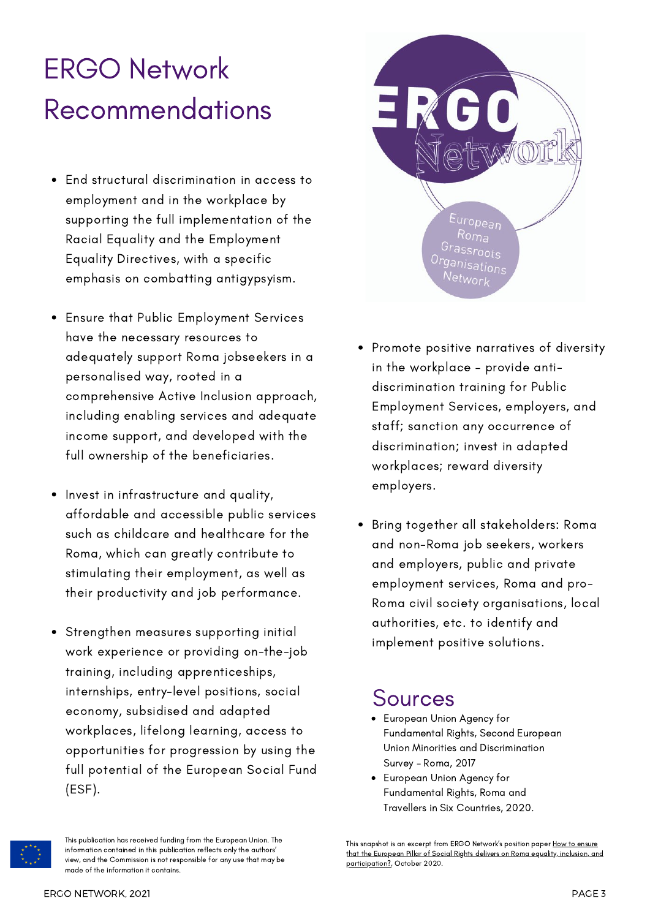# ERGO Network Recommendations

- End structural discrimination in access to employment and in the workplace by supporting the full implementation of the Racial Equality and the Employment Equality Directives, with a specific emphasis on combatting antigypsyism.
- Ensure that Public Employment Services have the necessary resources to adequately support Roma jobseekers in a personalised way, rooted in a comprehensive Active Inclusion approach, including enabling services and adequate income support, and developed with the full ownership of the beneficiaries.
- Invest in infrastructure and quality, affordable and accessible public services such as childcare and healthcare for the Roma, which can greatly contribute to stimulating their employment, as well as their productivity and job performance.
- Strengthen measures supporting initial work experience or providing on-the-job training, including apprenticeships, internships, entry-level positions, social economy, subsidised and adapted workplaces, lifelong learning, access to opportunities for progression by using the full potential of the European Social Fund (ESF).
- Promote positive narratives of diversity in the workplace - provide anti-discrimination training for Public Employment Services, employers, and staff; sanction any occurrence of discrimination; invest in adapted workplaces; reward diversity employers.
- Bring together all stakeholders: Roma and non-Roma job seekers, workers and employers, public and private employment services, Roma and pro-Roma civil society organisations, local authorities, etc. to identify and implement positive solutions.

## Sources

- European Union Agency for Fundamental Rights, Second European Union Minorities and Discrimination Survey - Roma, 2017
- European Union Agency for Fundamental Rights, Roma and Travellers in Six Countries, 2020.

This publication has received funding from the European Union. The information contained in this publication reflects only the authors' view, and the Commission is not responsible for any use that may be made of the information it contains.

This snapshot is an excerpt from ERGO Network's position paper How to ensure that the European Pillar of Social Rights delivers on Roma equality, inclusion, and participation?, October 2020.